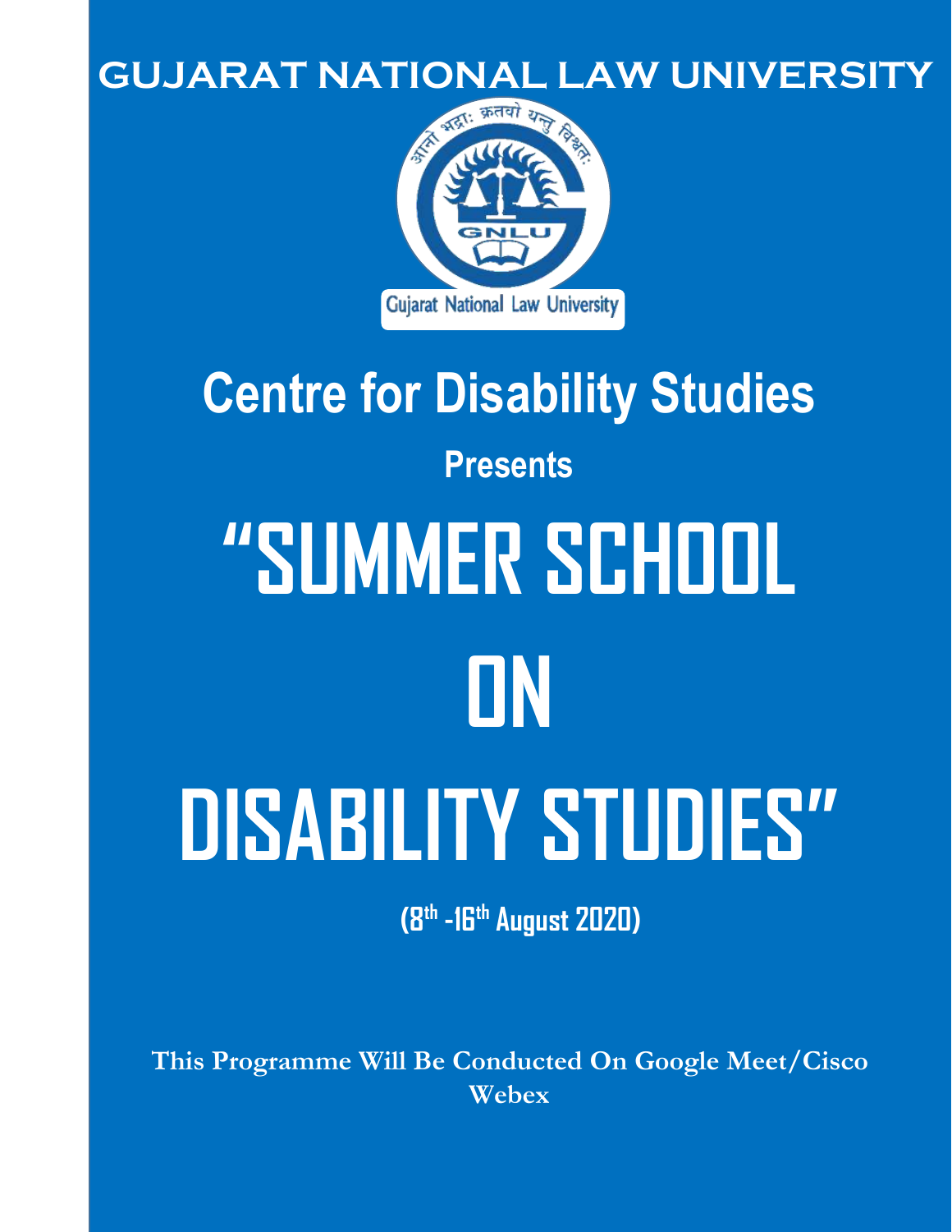# GUJARAT NATIONAL LAW UNIVERSITY

आनो भद्राः क्रतवो यन्तु विश्वतः

GNLU

Gujarat National Law University

## Centre for Disability Studies

### Presents

# "SUMMER SCHOOL ON DISABILITY STUDIES"

**(8th -16th August 2020)**

**This Programme Will Be Conducted On Google Meet/Cisco Webex**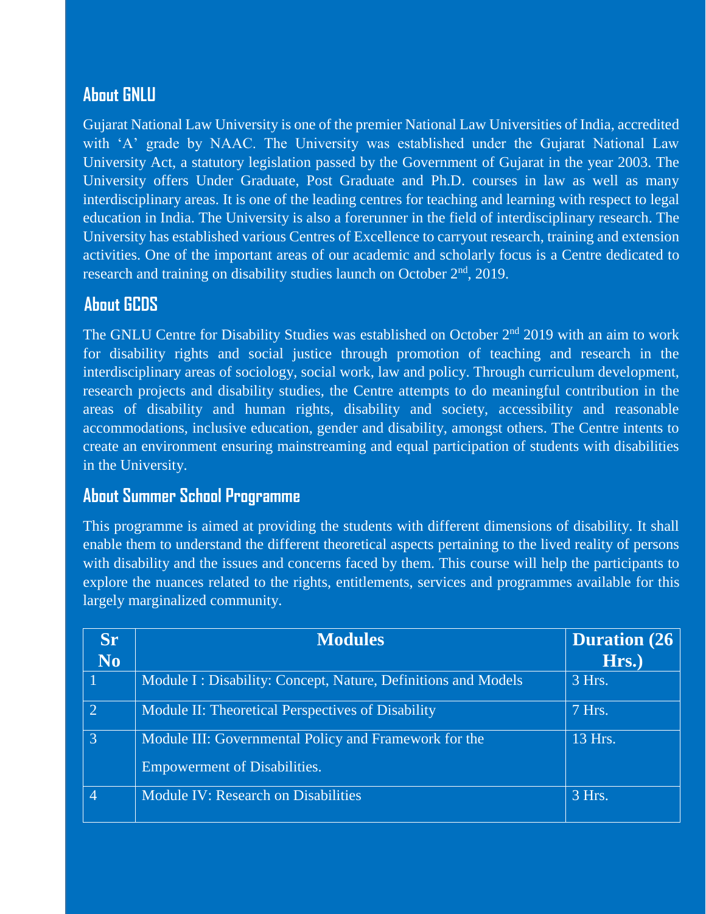## About GNLU

Gujarat National Law University is one of the premier National Law Universities of India, accredited with 'A' grade by NAAC. The University was established under the Gujarat National Law University Act, a statutory legislation passed by the Government of Gujarat in the year 2003. The University offers Under Graduate, Post Graduate and Ph.D. courses in law as well as many interdisciplinary areas. It is one of the leading centres for teaching and learning with respect to legal education in India. The University is also a forerunner in the field of interdisciplinary research. The University has established various Centres of Excellence to carryout research, training and extension activities. One of the important areas of our academic and scholarly focus is a Centre dedicated to research and training on disability studies launch on October 2nd, 2019.

## About GCDS

The GNLU Centre for Disability Studies was established on October 2nd 2019 with an aim to work for disability rights and social justice through promotion of teaching and research in the interdisciplinary areas of sociology, social work, law and policy. Through curriculum development, research projects and disability studies, the Centre attempts to do meaningful contribution in the areas of disability and human rights, disability and society, accessibility and reasonable accommodations, inclusive education, gender and disability, amongst others. The Centre intents to create an environment ensuring mainstreaming and equal participation of students with disabilities in the University.

## About Summer School Programme

This programme is aimed at providing the students with different dimensions of disability. It shall enable them to understand the different theoretical aspects pertaining to the lived reality of persons with disability and the issues and concerns faced by them. This course will help the participants to explore the nuances related to the rights, entitlements, services and programmes available for this largely marginalized community.

| Sr No | Modules | Duration (26 Hrs.) |
|---|---|---|
| 1 | Module I : Disability: Concept, Nature, Definitions and Models | 3 Hrs. |
| 2 | Module II: Theoretical Perspectives of Disability | 7 Hrs. |
| 3 | Module III: Governmental Policy and Framework for the Empowerment of Disabilities. | 13 Hrs. |
| 4 | Module IV: Research on Disabilities | 3 Hrs. |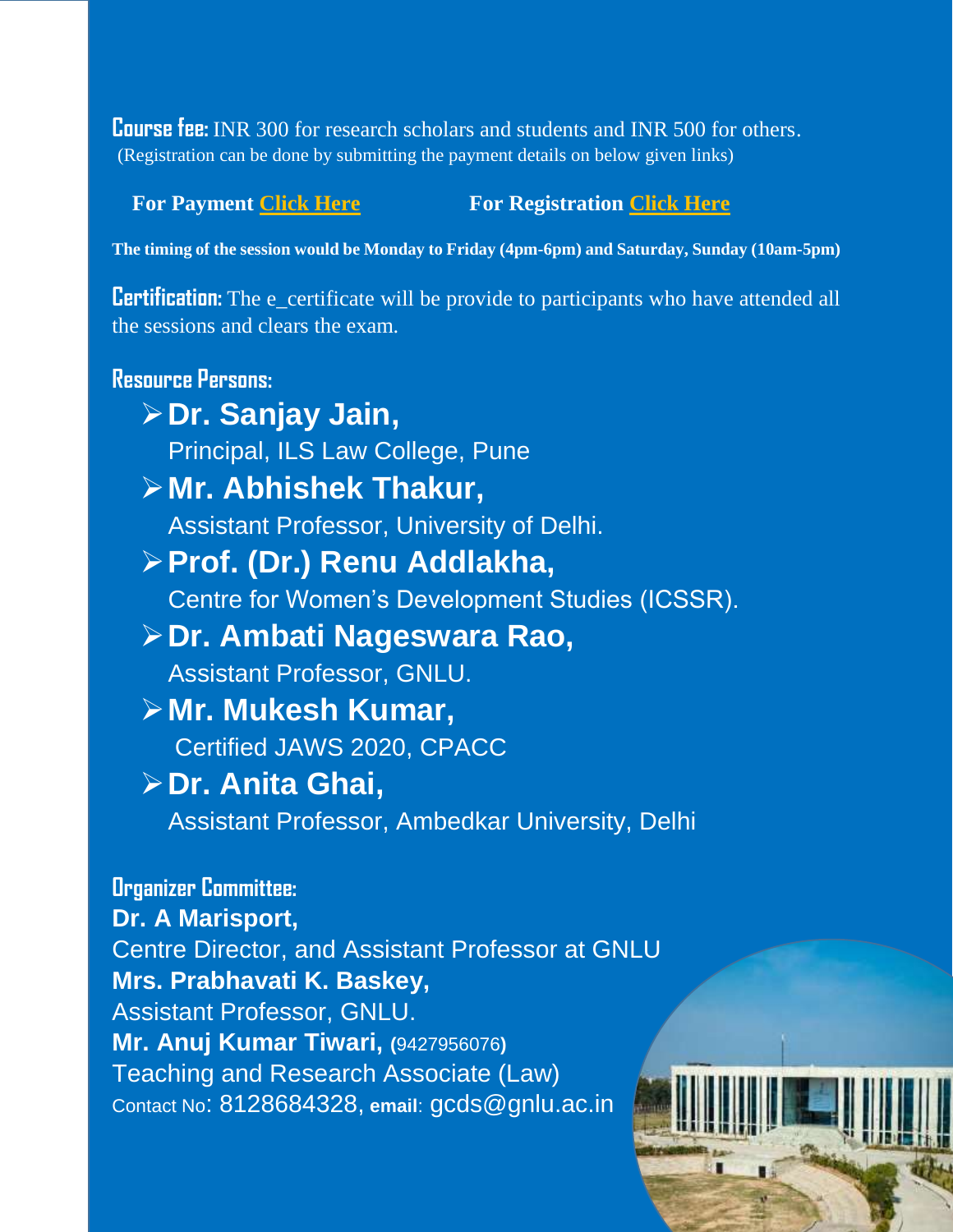**Course fee:** INR 300 for research scholars and students and INR 500 for others.
(Registration can be done by submitting the payment details on below given links)

**For Payment Click Here** **For Registration Click Here**

**The timing of the session would be Monday to Friday (4pm-6pm) and Saturday, Sunday (10am-5pm)**

**Certification:** The e_certificate will be provide to participants who have attended all the sessions and clears the exam.

**Resource Persons:**

- **Dr. Sanjay Jain,**
  Principal, ILS Law College, Pune
- **Mr. Abhishek Thakur,**
  Assistant Professor, University of Delhi.
- **Prof. (Dr.) Renu Addlakha,**
  Centre for Women's Development Studies (ICSSR).
- **Dr. Ambati Nageswara Rao,**
  Assistant Professor, GNLU.
- **Mr. Mukesh Kumar,**
  Certified JAWS 2020, CPACC
- **Dr. Anita Ghai,**
  Assistant Professor, Ambedkar University, Delhi

**Organizer Committee:**

**Dr. A Marisport,**
Centre Director, and Assistant Professor at GNLU
**Mrs. Prabhavati K. Baskey,**
Assistant Professor, GNLU.
**Mr. Anuj Kumar Tiwari, (**9427956076**)**
Teaching and Research Associate (Law)
Contact No: 8128684328, **email**: gcds@gnlu.ac.in